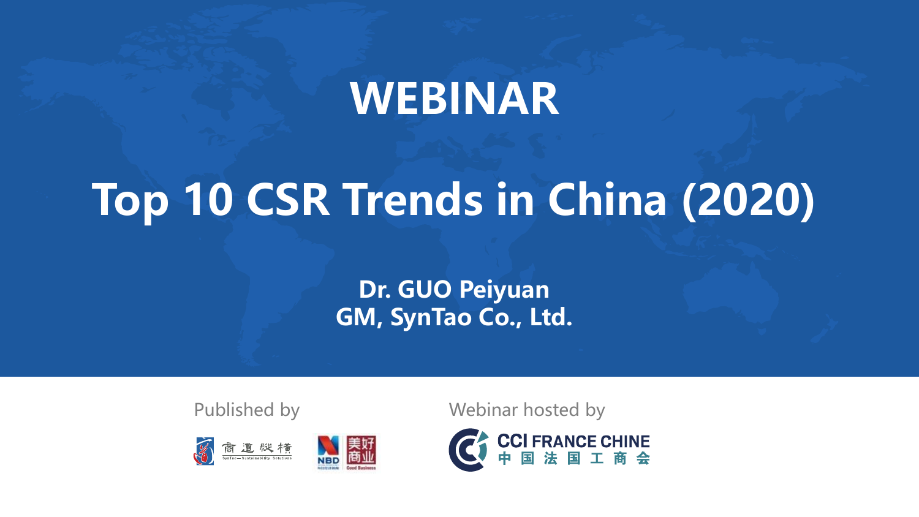# WEBINAR

# Top 10 CSR Trends in China (2020)

**Dr. GUO Peiyuan**
**GM, SynTao Co., Ltd.**

Published by

商道縱橫 SynTao — Sustainability Solutions

NBD 美好商业 Good Business

Webinar hosted by

CCI FRANCE CHINE
中国法国工商会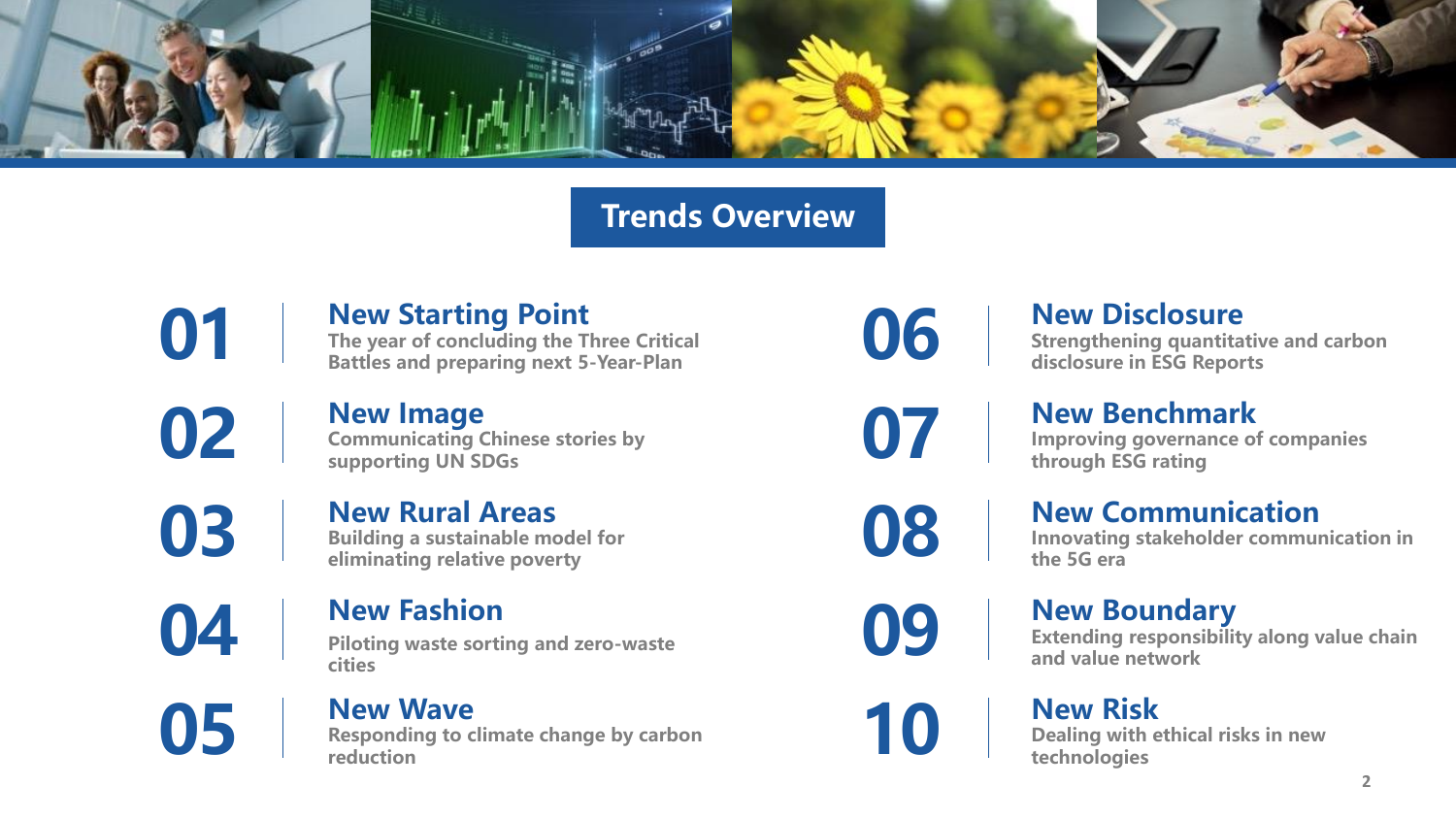# Trends Overview

**01** | **New Starting Point**
The year of concluding the Three Critical Battles and preparing next 5-Year-Plan

**02** | **New Image**
Communicating Chinese stories by supporting UN SDGs

**03** | **New Rural Areas**
Building a sustainable model for eliminating relative poverty

**04** | **New Fashion**
Piloting waste sorting and zero-waste cities

**05** | **New Wave**
Responding to climate change by carbon reduction

**06** | **New Disclosure**
Strengthening quantitative and carbon disclosure in ESG Reports

**07** | **New Benchmark**
Improving governance of companies through ESG rating

**08** | **New Communication**
Innovating stakeholder communication in the 5G era

**09** | **New Boundary**
Extending responsibility along value chain and value network

**10** | **New Risk**
Dealing with ethical risks in new technologies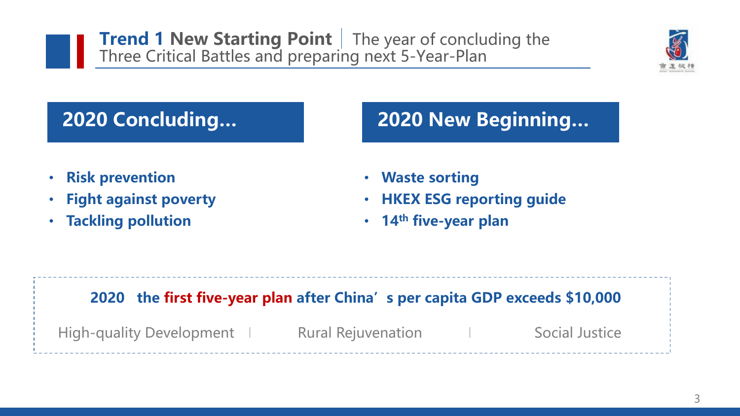# Trend 1 New Starting Point | The year of concluding the Three Critical Battles and preparing next 5-Year-Plan

## 2020 Concluding…

- **Risk prevention**
- **Fight against poverty**
- **Tackling pollution**

## 2020 New Beginning…

- **Waste sorting**
- **HKEX ESG reporting guide**
- **14th five-year plan**

**2020 the first five-year plan after China's per capita GDP exceeds $10,000**

High-quality Development | Rural Rejuvenation | Social Justice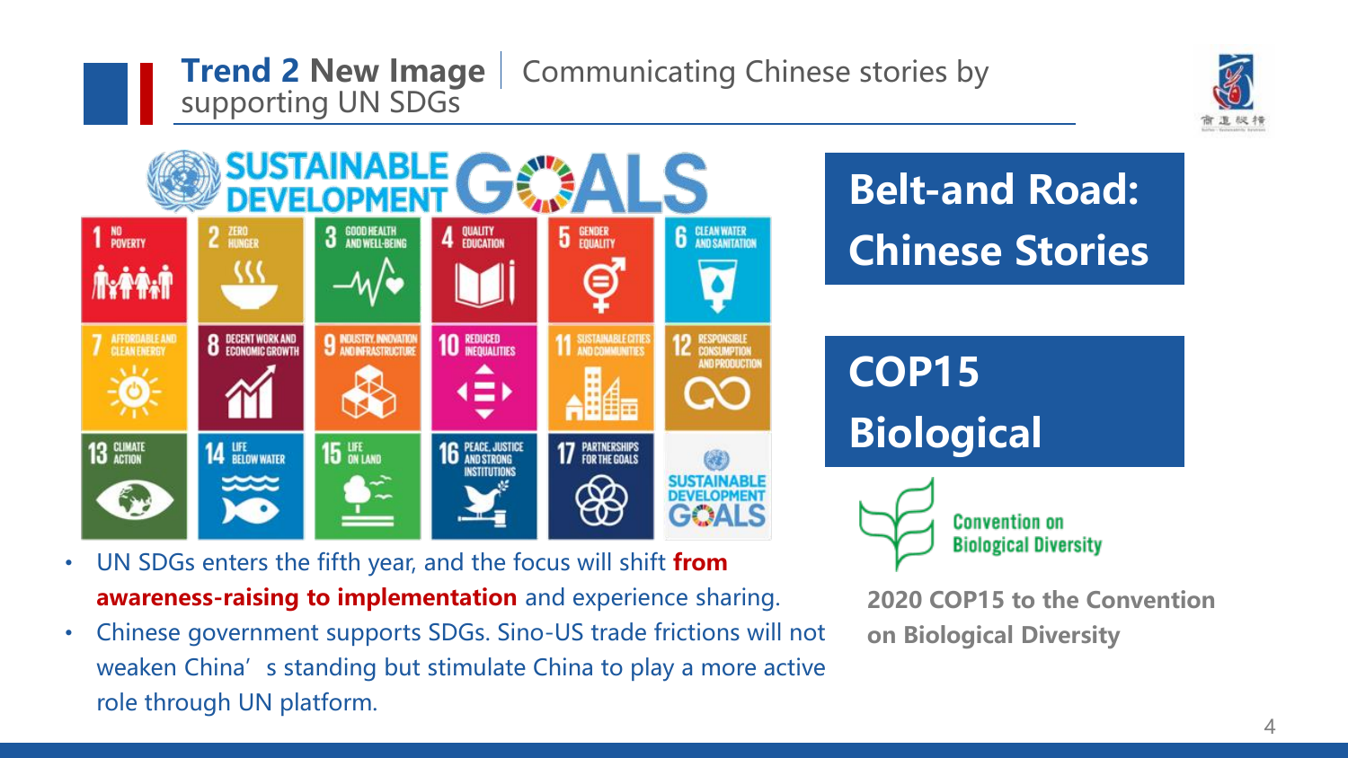## Trend 2 New Image | Communicating Chinese stories by supporting UN SDGs

- UN SDGs enters the fifth year, and the focus will shift **from awareness-raising to implementation** and experience sharing.
- Chinese government supports SDGs. Sino-US trade frictions will not weaken China's standing but stimulate China to play a more active role through UN platform.

**Belt-and Road: Chinese Stories**

**COP15 Biological**

Convention on Biological Diversity

**2020 COP15 to the Convention on Biological Diversity**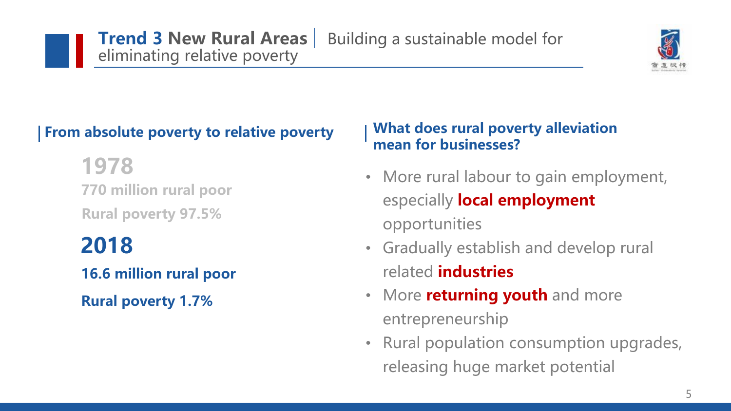# Trend 3 New Rural Areas | Building a sustainable model for eliminating relative poverty

## From absolute poverty to relative poverty

**1978**

**770 million rural poor**

**Rural poverty 97.5%**

**2018**

**16.6 million rural poor**

**Rural poverty 1.7%**

## What does rural poverty alleviation mean for businesses?

- More rural labour to gain employment, especially **local employment** opportunities
- Gradually establish and develop rural related **industries**
- More **returning youth** and more entrepreneurship
- Rural population consumption upgrades, releasing huge market potential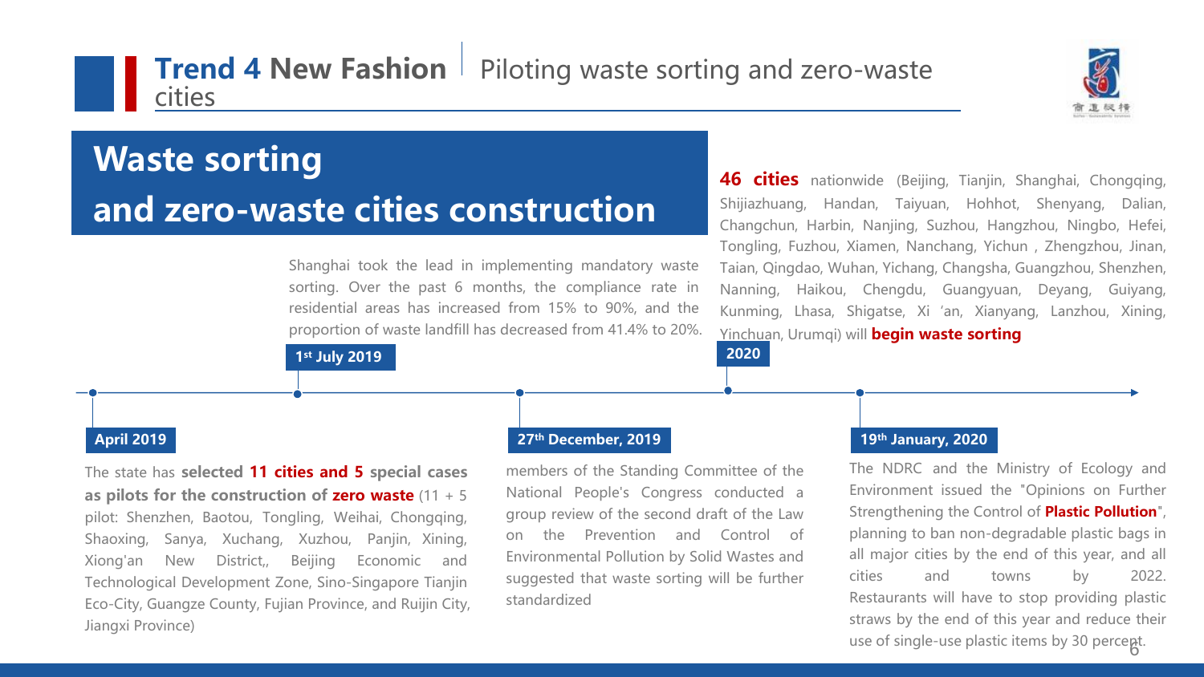# **Trend 4 New Fashion** | Piloting waste sorting and zero-waste cities

## Waste sorting and zero-waste cities construction

**April 2019**

The state has **selected 11 cities and 5 special cases as pilots for the construction of zero waste** (11 + 5 pilot: Shenzhen, Baotou, Tongling, Weihai, Chongqing, Shaoxing, Sanya, Xuchang, Xuzhou, Panjin, Xining, Xiong'an New District,, Beijing Economic and Technological Development Zone, Sino-Singapore Tianjin Eco-City, Guangze County, Fujian Province, and Ruijin City, Jiangxi Province)

**1st July 2019**

Shanghai took the lead in implementing mandatory waste sorting. Over the past 6 months, the compliance rate in residential areas has increased from 15% to 90%, and the proportion of waste landfill has decreased from 41.4% to 20%.

**27th December, 2019**

members of the Standing Committee of the National People's Congress conducted a group review of the second draft of the Law on the Prevention and Control of Environmental Pollution by Solid Wastes and suggested that waste sorting will be further standardized

**2020**

**46 cities** nationwide (Beijing, Tianjin, Shanghai, Chongqing, Shijiazhuang, Handan, Taiyuan, Hohhot, Shenyang, Dalian, Changchun, Harbin, Nanjing, Suzhou, Hangzhou, Ningbo, Hefei, Tongling, Fuzhou, Xiamen, Nanchang, Yichun , Zhengzhou, Jinan, Taian, Qingdao, Wuhan, Yichang, Changsha, Guangzhou, Shenzhen, Nanning, Haikou, Chengdu, Guangyuan, Deyang, Guiyang, Kunming, Lhasa, Shigatse, Xi 'an, Xianyang, Lanzhou, Xining, Yinchuan, Urumqi) will **begin waste sorting**

**19th January, 2020**

The NDRC and the Ministry of Ecology and Environment issued the "Opinions on Further Strengthening the Control of **Plastic Pollution**", planning to ban non-degradable plastic bags in all major cities by the end of this year, and all cities and towns by 2022. Restaurants will have to stop providing plastic straws by the end of this year and reduce their use of single-use plastic items by 30 percent.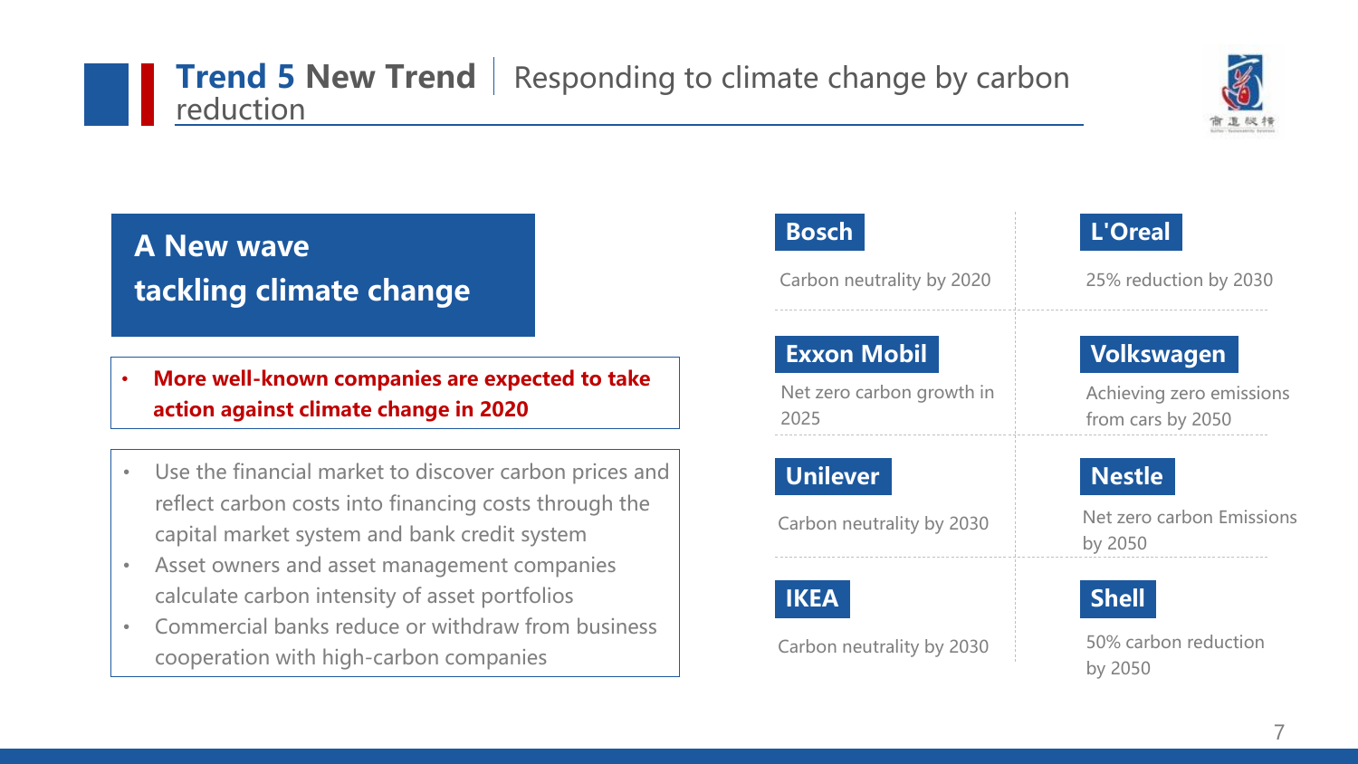# Trend 5 New Trend | Responding to climate change by carbon reduction

## A New wave tackling climate change

- **More well-known companies are expected to take action against climate change in 2020**

- Use the financial market to discover carbon prices and reflect carbon costs into financing costs through the capital market system and bank credit system
- Asset owners and asset management companies calculate carbon intensity of asset portfolios
- Commercial banks reduce or withdraw from business cooperation with high-carbon companies

| Company | Target | Company | Target |
|---|---|---|---|
| **Bosch** | Carbon neutrality by 2020 | **L'Oreal** | 25% reduction by 2030 |
| **Exxon Mobil** | Net zero carbon growth in 2025 | **Volkswagen** | Achieving zero emissions from cars by 2050 |
| **Unilever** | Carbon neutrality by 2030 | **Nestle** | Net zero carbon Emissions by 2050 |
| **IKEA** | Carbon neutrality by 2030 | **Shell** | 50% carbon reduction by 2050 |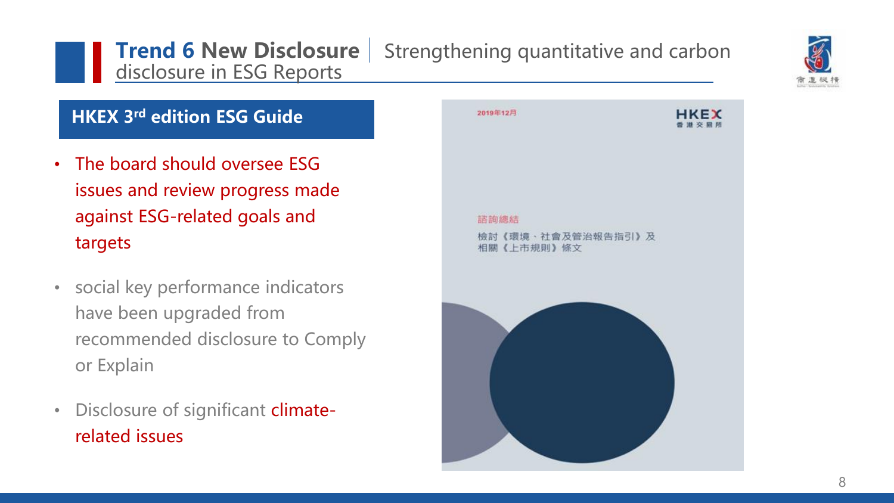# Trend 6 New Disclosure | Strengthening quantitative and carbon disclosure in ESG Reports

## HKEX 3rd edition ESG Guide

- The board should oversee ESG issues and review progress made against ESG-related goals and targets
- social key performance indicators have been upgraded from recommended disclosure to Comply or Explain
- Disclosure of significant climate-related issues

2019年12月

HKEX
香港交易所

諮詢總結

檢討《環境、社會及管治報告指引》及相關《上市規則》條文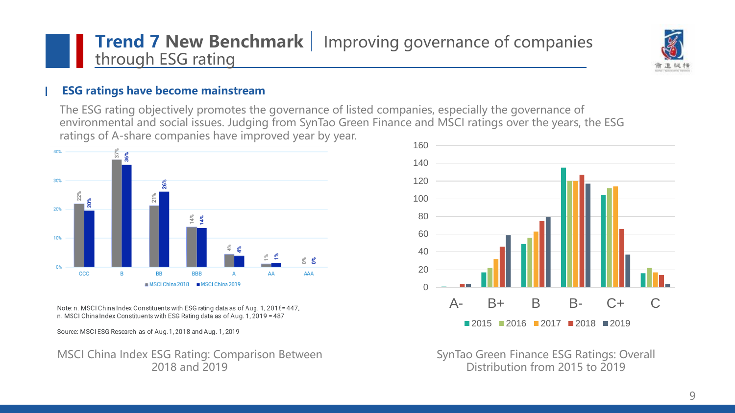# Trend 7 New Benchmark | Improving governance of companies through ESG rating

## ESG ratings have become mainstream

The ESG rating objectively promotes the governance of listed companies, especially the governance of environmental and social issues. Judging from SynTao Green Finance and MSCI ratings over the years, the ESG ratings of A-share companies have improved year by year.

| Rating | MSCI China 2018 | MSCI China 2019 |
| --- | --- | --- |
| CCC | 22% | 20% |
| B | 37% | 36% |
| BB | 21% | 26% |
| BBB | 14% | 14% |
| A | 4% | 4% |
| AA | 1% | 1% |
| AAA | 0% | 0% |

Note: n. MSCI China Index Constituents with ESG rating data as of Aug. 1, 2018= 447, n. MSCI China Index Constituents with ESG Rating data as of Aug. 1, 2019 = 487

Source: MSCI ESG Research as of Aug.1, 2018 and Aug. 1, 2019

MSCI China Index ESG Rating: Comparison Between 2018 and 2019

SynTao Green Finance ESG Ratings: Overall Distribution from 2015 to 2019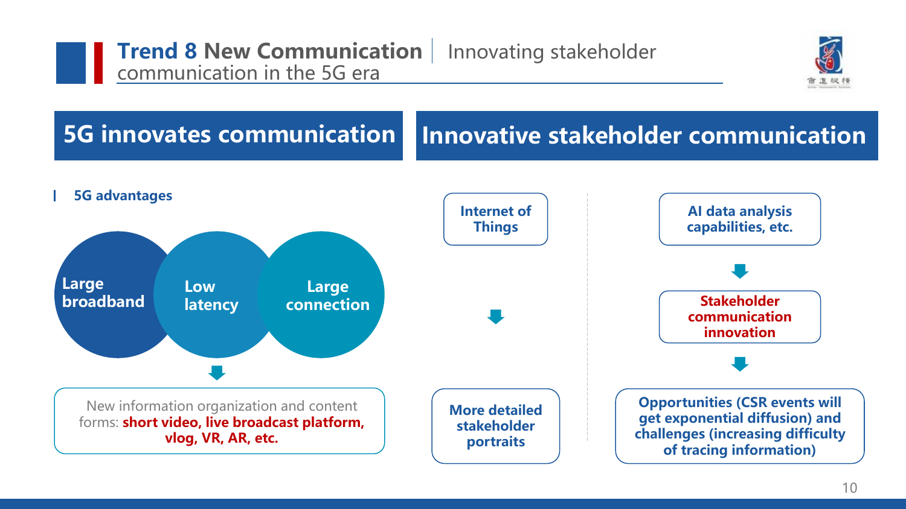# Trend 8 New Communication | Innovating stakeholder communication in the 5G era

## 5G innovates communication

### 5G advantages

Large broadband — Low latency — Large connection

↓

New information organization and content forms: **short video, live broadcast platform, vlog, VR, AR, etc.**

## Innovative stakeholder communication

**Internet of Things**

↓

**More detailed stakeholder portraits**

**AI data analysis capabilities, etc.**

↓

**Stakeholder communication innovation**

↓

**Opportunities (CSR events will get exponential diffusion) and challenges (increasing difficulty of tracing information)**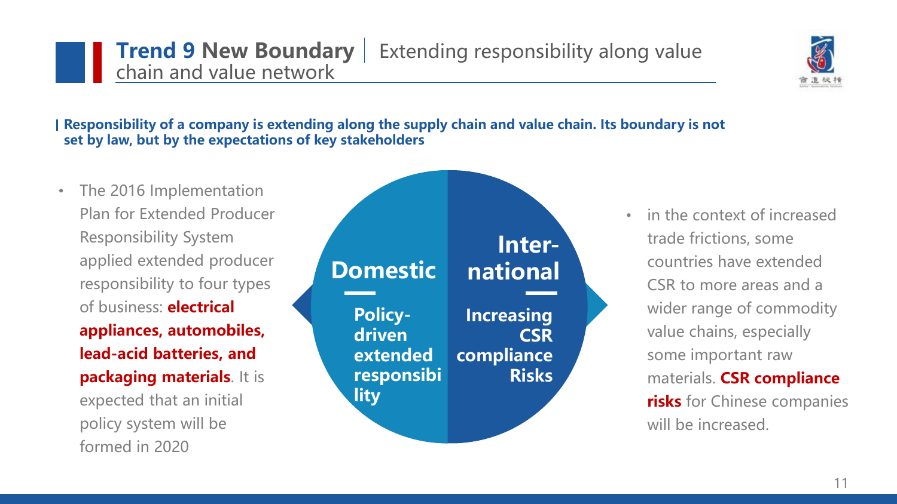# Trend 9 New Boundary | Extending responsibility along value chain and value network

**Responsibility of a company is extending along the supply chain and value chain. Its boundary is not set by law, but by the expectations of key stakeholders**

- The 2016 Implementation Plan for Extended Producer Responsibility System applied extended producer responsibility to four types of business: **electrical appliances, automobiles, lead-acid batteries, and packaging materials**. It is expected that an initial policy system will be formed in 2020

**Domestic**

**Policy-driven extended responsibility**

**International**

**Increasing CSR compliance Risks**

- in the context of increased trade frictions, some countries have extended CSR to more areas and a wider range of commodity value chains, especially some important raw materials. **CSR compliance risks** for Chinese companies will be increased.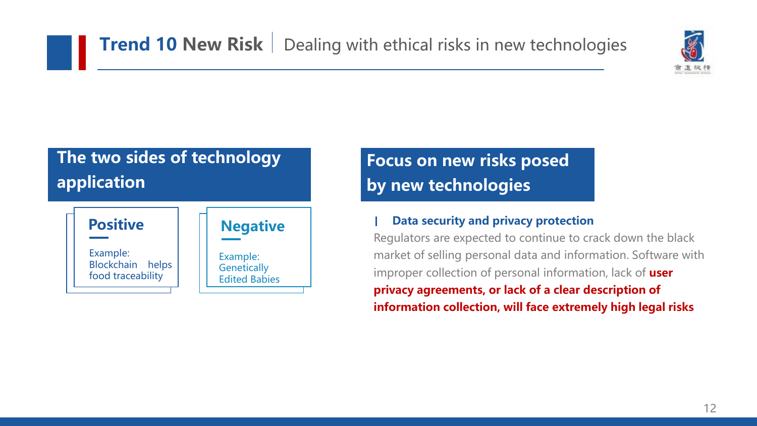# Trend 10 New Risk | Dealing with ethical risks in new technologies

## The two sides of technology application

### Positive

Example: Blockchain helps food traceability

### Negative

Example: Genetically Edited Babies

## Focus on new risks posed by new technologies

**Data security and privacy protection**

Regulators are expected to continue to crack down the black market of selling personal data and information. Software with improper collection of personal information, lack of **user privacy agreements, or lack of a clear description of information collection, will face extremely high legal risks**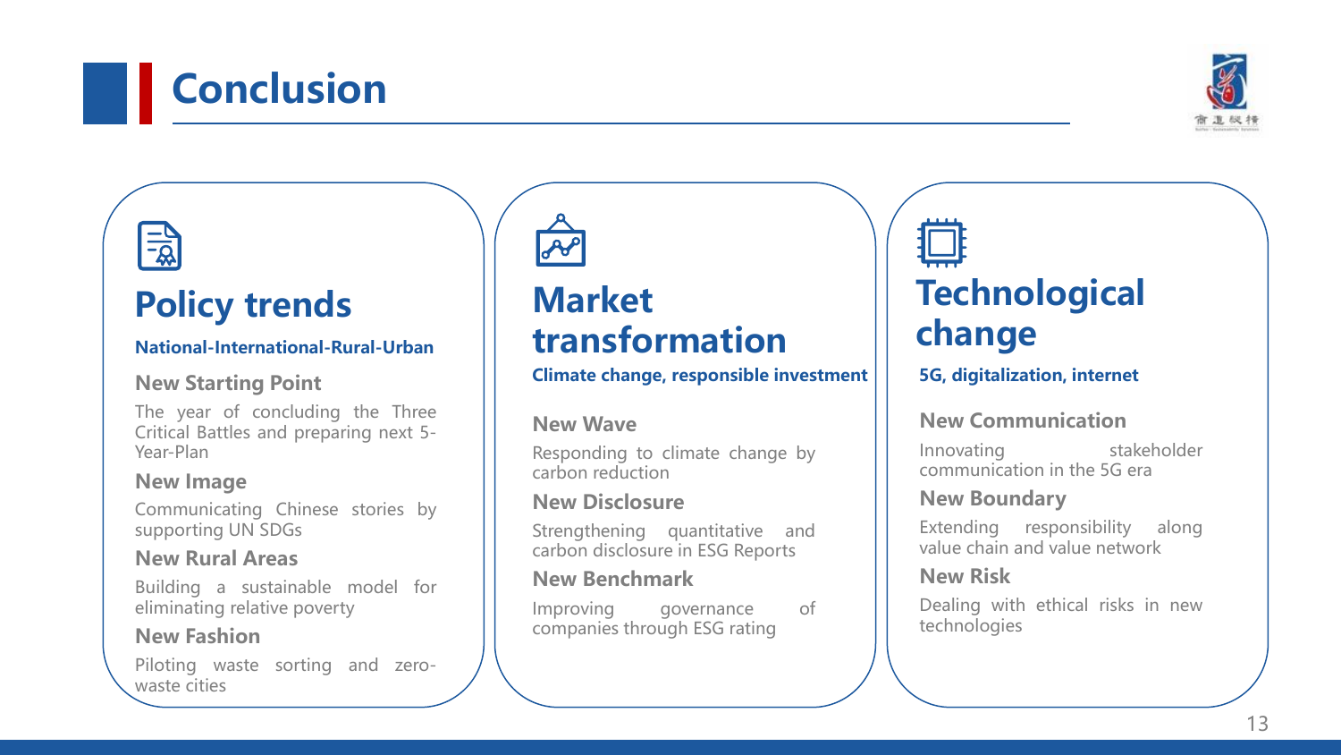# Conclusion

## Policy trends

**National-International-Rural-Urban**

### New Starting Point

The year of concluding the Three Critical Battles and preparing next 5-Year-Plan

### New Image

Communicating Chinese stories by supporting UN SDGs

### New Rural Areas

Building a sustainable model for eliminating relative poverty

### New Fashion

Piloting waste sorting and zero-waste cities

## Market transformation

**Climate change, responsible investment**

### New Wave

Responding to climate change by carbon reduction

### New Disclosure

Strengthening quantitative and carbon disclosure in ESG Reports

### New Benchmark

Improving governance of companies through ESG rating

## Technological change

**5G, digitalization, internet**

### New Communication

Innovating stakeholder communication in the 5G era

### New Boundary

Extending responsibility along value chain and value network

### New Risk

Dealing with ethical risks in new technologies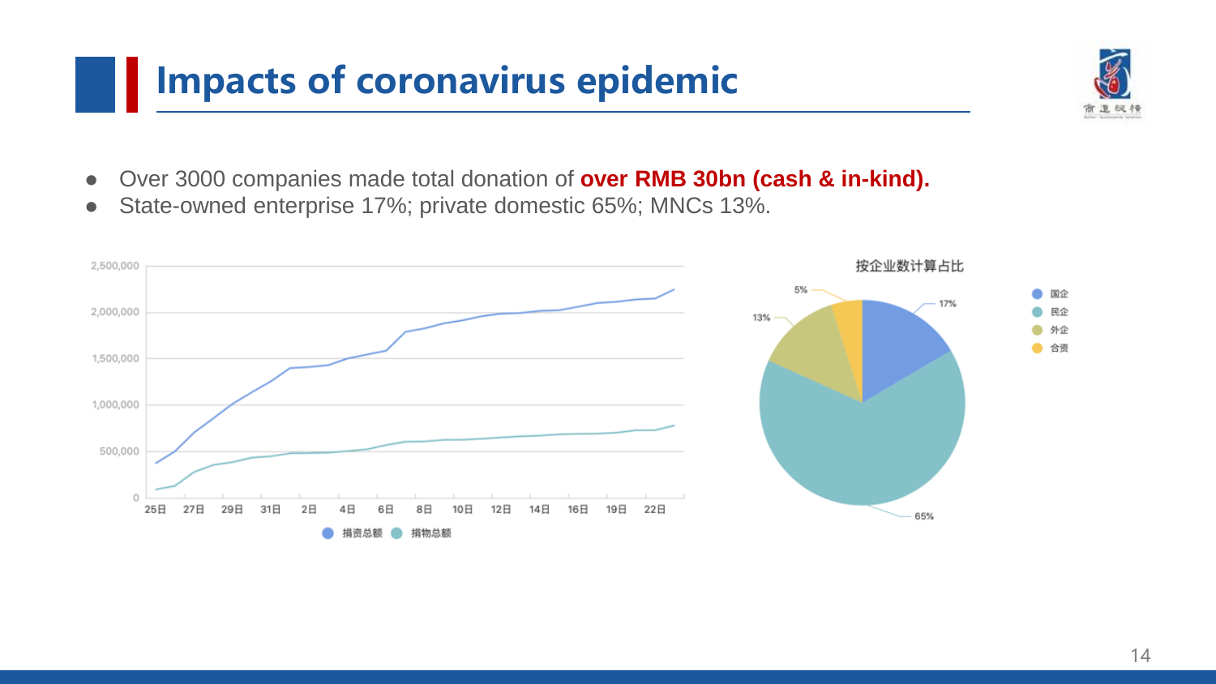# Impacts of coronavirus epidemic

- Over 3000 companies made total donation of **over RMB 30bn (cash & in-kind).**
- State-owned enterprise 17%; private domestic 65%; MNCs 13%.

按企业数计算占比

- 国企 17%
- 民企 65%
- 外企 13%
- 合资 5%

捐资总额 / 捐物总额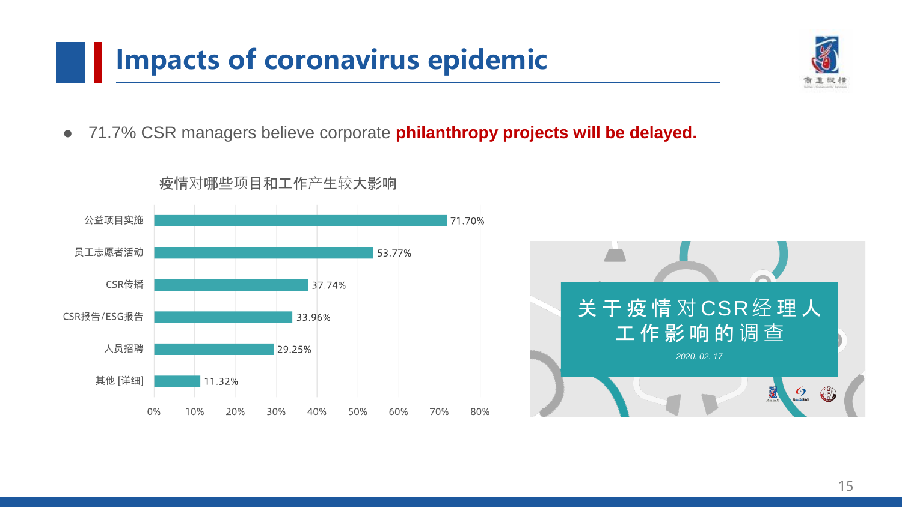# Impacts of coronavirus epidemic

- 71.7% CSR managers believe corporate **philanthropy projects will be delayed.**

疫情对哪些项目和工作产生较大影响

| 项目 | 比例 |
| --- | --- |
| 公益项目实施 | 71.70% |
| 员工志愿者活动 | 53.77% |
| CSR传播 | 37.74% |
| CSR报告/ESG报告 | 33.96% |
| 人员招聘 | 29.25% |
| 其他 [详细] | 11.32% |

关于疫情对CSR经理人工作影响的调查

*2020. 02. 17*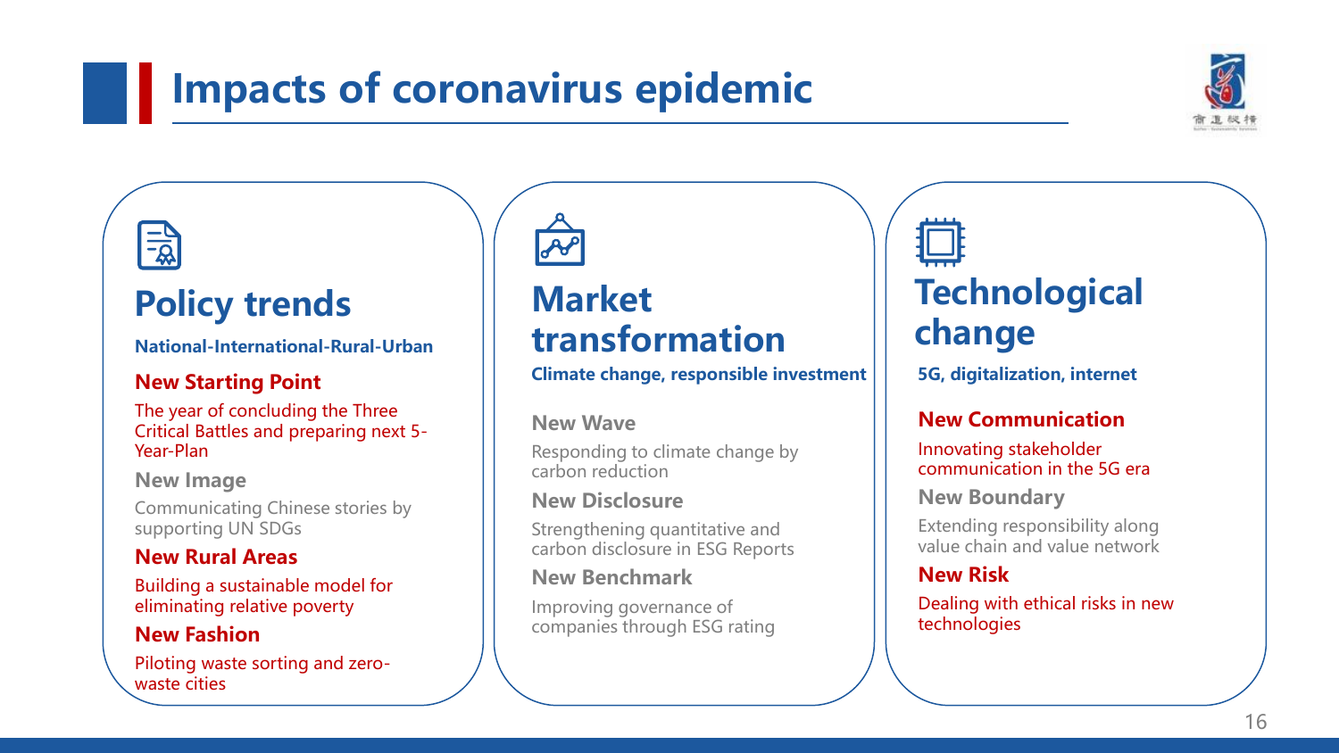# Impacts of coronavirus epidemic

## Policy trends

**National-International-Rural-Urban**

### New Starting Point

The year of concluding the Three Critical Battles and preparing next 5-Year-Plan

### New Image

Communicating Chinese stories by supporting UN SDGs

### New Rural Areas

Building a sustainable model for eliminating relative poverty

### New Fashion

Piloting waste sorting and zero-waste cities

## Market transformation

**Climate change, responsible investment**

### New Wave

Responding to climate change by carbon reduction

### New Disclosure

Strengthening quantitative and carbon disclosure in ESG Reports

### New Benchmark

Improving governance of companies through ESG rating

## Technological change

**5G, digitalization, internet**

### New Communication

Innovating stakeholder communication in the 5G era

### New Boundary

Extending responsibility along value chain and value network

### New Risk

Dealing with ethical risks in new technologies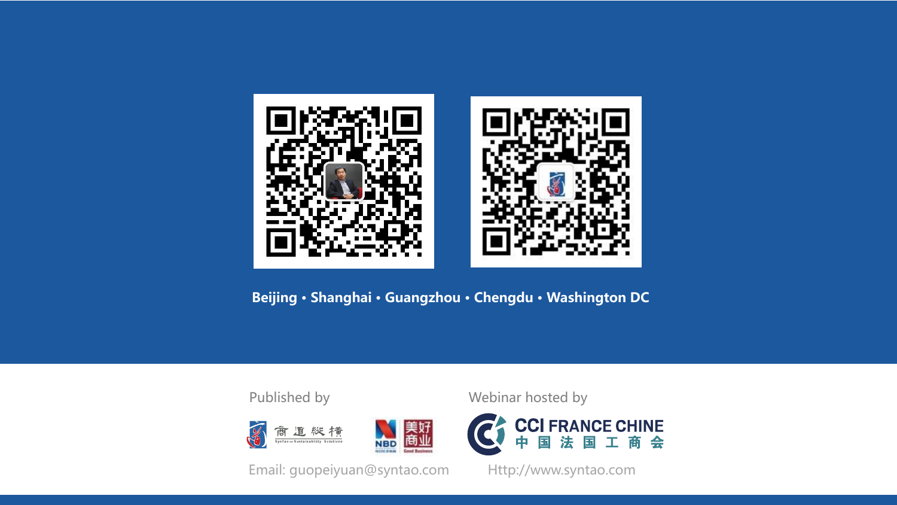Beijing • Shanghai • Guangzhou • Chengdu • Washington DC

Published by

商道縱橫 SynTao — Sustainability Solutions

NBD 美好商业 Good Business

Webinar hosted by

CCI FRANCE CHINE 中国法国工商会

Email: guopeiyuan@syntao.com

Http://www.syntao.com